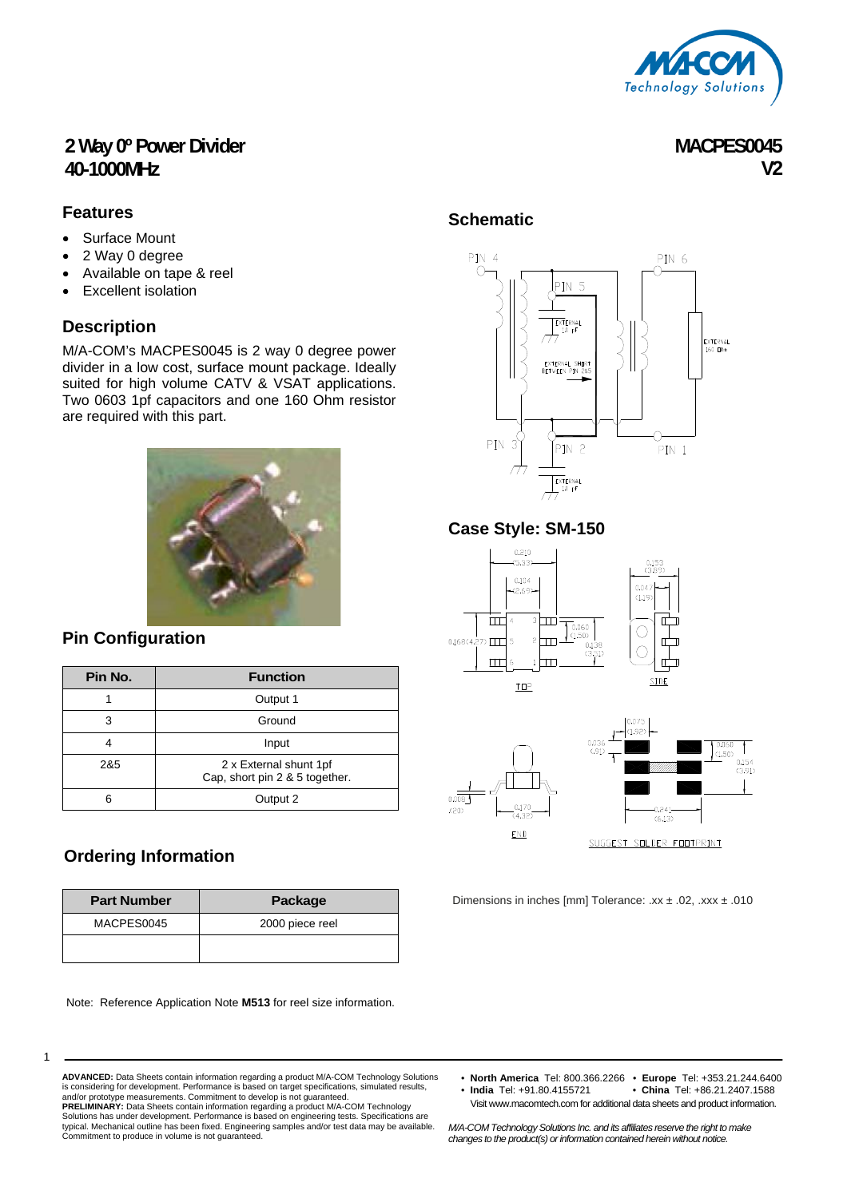# 2 Way 0º Power Divider
# 40-1000MHz

**MACPES0045**
**V2**

## Features

- Surface Mount
- 2 Way 0 degree
- Available on tape & reel
- Excellent isolation

## Description

M/A-COM's MACPES0045 is 2 way 0 degree power divider in a low cost, surface mount package. Ideally suited for high volume CATV & VSAT applications. Two 0603 1pf capacitors and one 160 Ohm resistor are required with this part.

## Pin Configuration

| Pin No. | Function |
|---|---|
| 1 | Output 1 |
| 3 | Ground |
| 4 | Input |
| 2&5 | 2 x External shunt 1pf Cap, short pin 2 & 5 together. |
| 6 | Output 2 |

## Ordering Information

| Part Number | Package |
|---|---|
| MACPES0045 | 2000 piece reel |
| | |

Note: Reference Application Note **M513** for reel size information.

## Schematic

## Case Style: SM-150

Dimensions in inches [mm] Tolerance: .xx ± .02, .xxx ± .010

**ADVANCED:** Data Sheets contain information regarding a product M/A-COM Technology Solutions is considering for development. Performance is based on target specifications, simulated results, and/or prototype measurements. Commitment to develop is not guaranteed.
**PRELIMINARY:** Data Sheets contain information regarding a product M/A-COM Technology Solutions has under development. Performance is based on engineering tests. Specifications are typical. Mechanical outline has been fixed. Engineering samples and/or test data may be available. Commitment to produce in volume is not guaranteed.

- **North America** Tel: 800.366.2266
- **Europe** Tel: +353.21.244.6400
- **India** Tel: +91.80.4155721
- **China** Tel: +86.21.2407.1588

Visit www.macomtech.com for additional data sheets and product information.

*M/A-COM Technology Solutions Inc. and its affiliates reserve the right to make changes to the product(s) or information contained herein without notice.*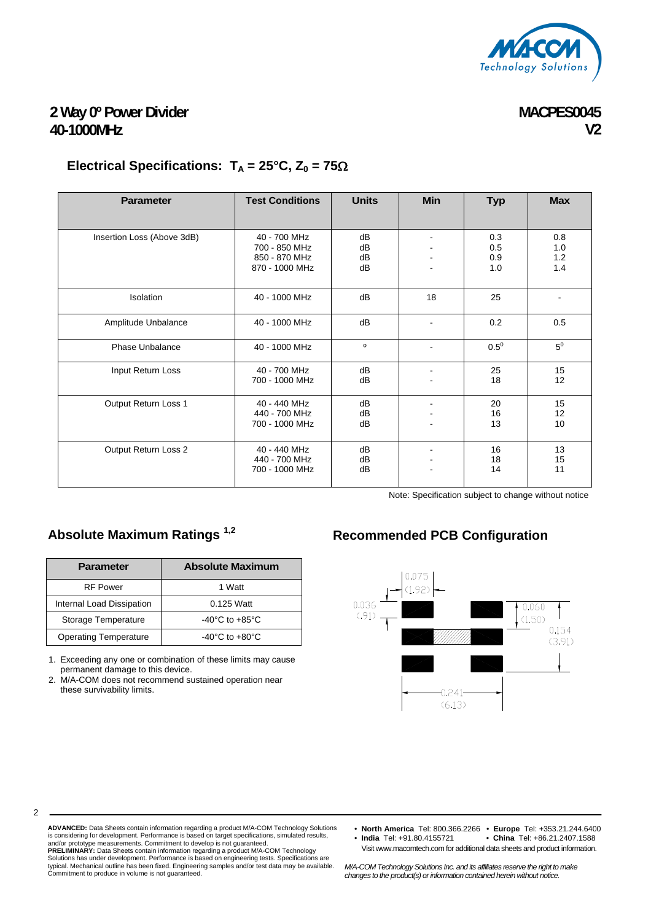# 2 Way 0º Power Divider 40-1000MHz

## MACPES0045 V2

### Electrical Specifications: $T_A = 25°C$, $Z_0 = 75\Omega$

| Parameter | Test Conditions | Units | Min | Typ | Max |
|---|---|---|---|---|---|
| Insertion Loss (Above 3dB) | 40 - 700 MHz<br>700 - 850 MHz<br>850 - 870 MHz<br>870 - 1000 MHz | dB<br>dB<br>dB<br>dB | -<br>-<br>-<br>- | 0.3<br>0.5<br>0.9<br>1.0 | 0.8<br>1.0<br>1.2<br>1.4 |
| Isolation | 40 - 1000 MHz | dB | 18 | 25 | - |
| Amplitude Unbalance | 40 - 1000 MHz | dB | - | 0.2 | 0.5 |
| Phase Unbalance | 40 - 1000 MHz | º | - | $0.5^0$ | $5^0$ |
| Input Return Loss | 40 - 700 MHz<br>700 - 1000 MHz | dB<br>dB | -<br>- | 25<br>18 | 15<br>12 |
| Output Return Loss 1 | 40 - 440 MHz<br>440 - 700 MHz<br>700 - 1000 MHz | dB<br>dB<br>dB | -<br>-<br>- | 20<br>16<br>13 | 15<br>12<br>10 |
| Output Return Loss 2 | 40 - 440 MHz<br>440 - 700 MHz<br>700 - 1000 MHz | dB<br>dB<br>dB | -<br>-<br>- | 16<br>18<br>14 | 13<br>15<br>11 |

Note: Specification subject to change without notice

### Absolute Maximum Ratings [1,2]

| Parameter | Absolute Maximum |
|---|---|
| RF Power | 1 Watt |
| Internal Load Dissipation | 0.125 Watt |
| Storage Temperature | -40°C to +85°C |
| Operating Temperature | -40°C to +80°C |

1. Exceeding any one or combination of these limits may cause permanent damage to this device.
2. M/A-COM does not recommend sustained operation near these survivability limits.

### Recommended PCB Configuration

0.075 (1.92)

0.036 (.91)

0.060 (1.50)

0.154 (3.91)

0.241 (6.13)

**ADVANCED:** Data Sheets contain information regarding a product M/A-COM Technology Solutions is considering for development. Performance is based on target specifications, simulated results, and/or prototype measurements. Commitment to develop is not guaranteed.
**PRELIMINARY:** Data Sheets contain information regarding a product M/A-COM Technology Solutions has under development. Performance is based on engineering tests. Specifications are typical. Mechanical outline has been fixed. Engineering samples and/or test data may be available. Commitment to produce in volume is not guaranteed.

- **North America** Tel: 800.366.2266 • **Europe** Tel: +353.21.244.6400
- **India** Tel: +91.80.4155721 • **China** Tel: +86.21.2407.1588

Visit www.macomtech.com for additional data sheets and product information.

*M/A-COM Technology Solutions Inc. and its affiliates reserve the right to make changes to the product(s) or information contained herein without notice.*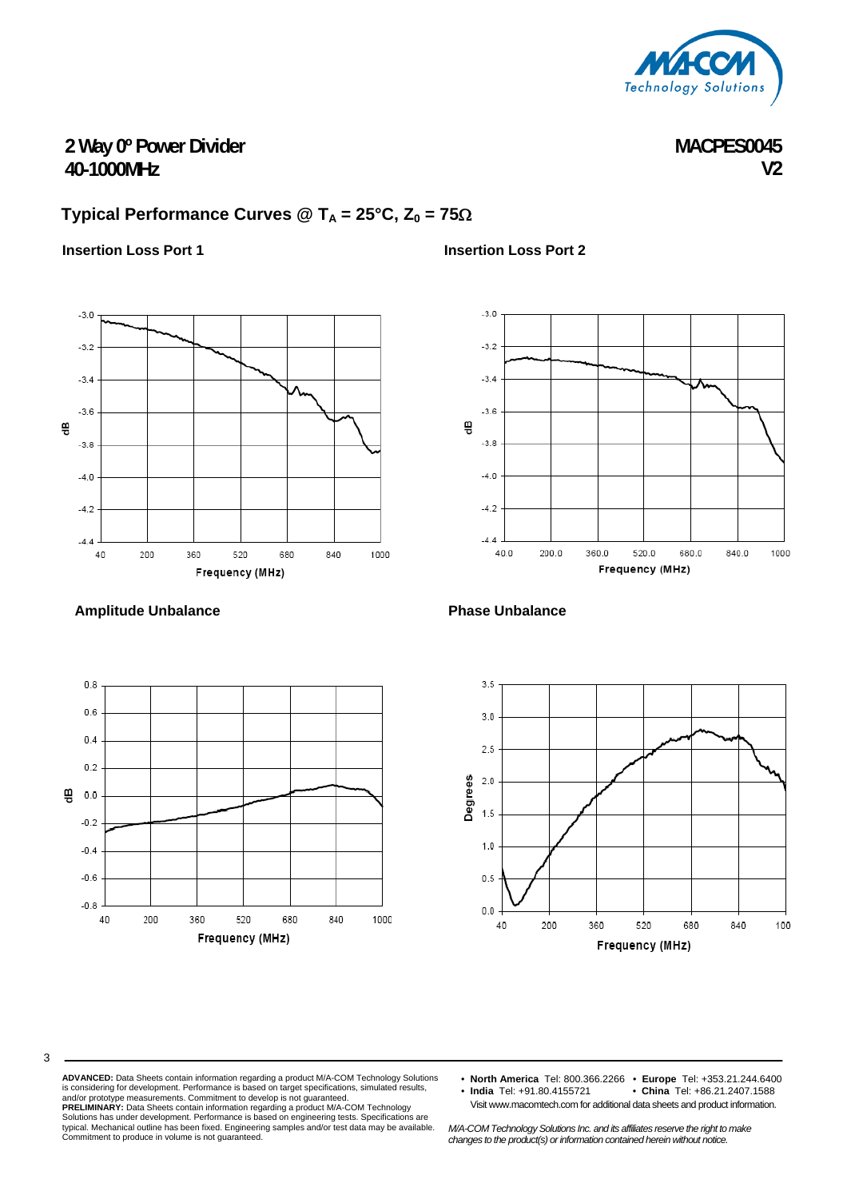# 2 Way 0º Power Divider
## 40-1000MHz

**MACPES0045**
**V2**

## Typical Performance Curves @ $T_A$ = 25°C, $Z_0$ = 75Ω

**Insertion Loss Port 1**

**Insertion Loss Port 2**

**Amplitude Unbalance**

**Phase Unbalance**

---

**ADVANCED:** Data Sheets contain information regarding a product M/A-COM Technology Solutions is considering for development. Performance is based on target specifications, simulated results, and/or prototype measurements. Commitment to develop is not guaranteed.
**PRELIMINARY:** Data Sheets contain information regarding a product M/A-COM Technology Solutions has under development. Performance is based on engineering tests. Specifications are typical. Mechanical outline has been fixed. Engineering samples and/or test data may be available. Commitment to produce in volume is not guaranteed.

- **North America** Tel: 800.366.2266
- **Europe** Tel: +353.21.244.6400
- **India** Tel: +91.80.4155721
- **China** Tel: +86.21.2407.1588

Visit www.macomtech.com for additional data sheets and product information.

*M/A-COM Technology Solutions Inc. and its affiliates reserve the right to make changes to the product(s) or information contained herein without notice.*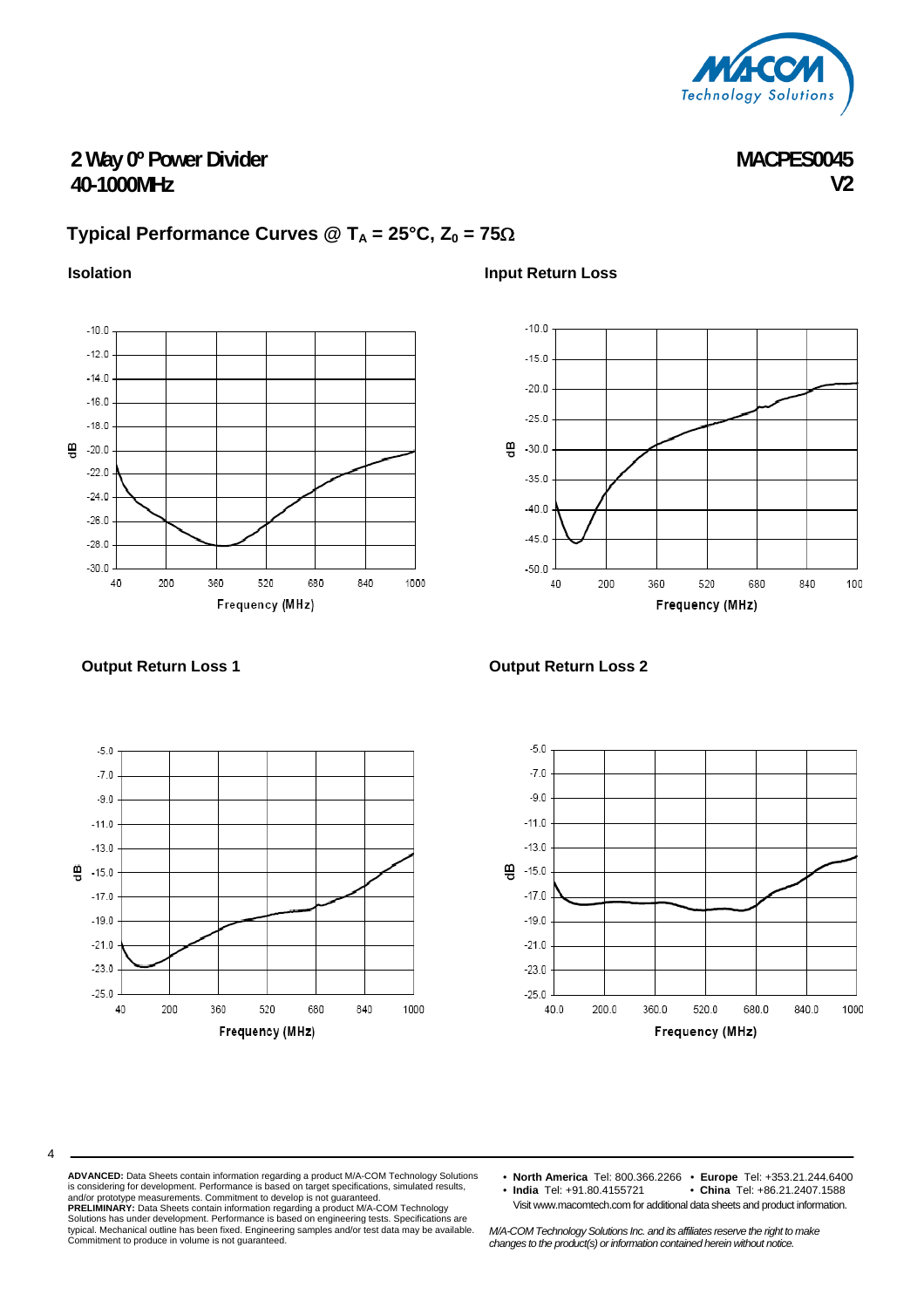# 2 Way 0º Power Divider
# 40-1000MHz

MACPES0045
V2

## Typical Performance Curves @ $T_A$ = 25°C, $Z_0$ = 75Ω

### Isolation

-10.0
-12.0
-14.0
-16.0
-18.0
-20.0
-22.0
-24.0
-26.0
-28.0
-30.0
dB
40 200 360 520 680 840 1000
Frequency (MHz)

### Input Return Loss

-10.0
-15.0
-20.0
-25.0
-30.0
-35.0
-40.0
-45.0
-50.0
dB
40 200 360 520 680 840 100
Frequency (MHz)

### Output Return Loss 1

-5.0
-7.0
-9.0
-11.0
-13.0
-15.0
-17.0
-19.0
-21.0
-23.0
-25.0
dB
40 200 360 520 680 840 1000
Frequency (MHz)

### Output Return Loss 2

-5.0
-7.0
-9.0
-11.0
-13.0
-15.0
-17.0
-19.0
-21.0
-23.0
-25.0
dB
40.0 200.0 360.0 520.0 680.0 840.0 1000
Frequency (MHz)

**ADVANCED:** Data Sheets contain information regarding a product M/A-COM Technology Solutions is considering for development. Performance is based on target specifications, simulated results, and/or prototype measurements. Commitment to develop is not guaranteed.
**PRELIMINARY:** Data Sheets contain information regarding a product M/A-COM Technology Solutions has under development. Performance is based on engineering tests. Specifications are typical. Mechanical outline has been fixed. Engineering samples and/or test data may be available. Commitment to produce in volume is not guaranteed.

- **North America** Tel: 800.366.2266 • **Europe** Tel: +353.21.244.6400
- **India** Tel: +91.80.4155721 • **China** Tel: +86.21.2407.1588

Visit www.macomtech.com for additional data sheets and product information.

*M/A-COM Technology Solutions Inc. and its affiliates reserve the right to make changes to the product(s) or information contained herein without notice.*